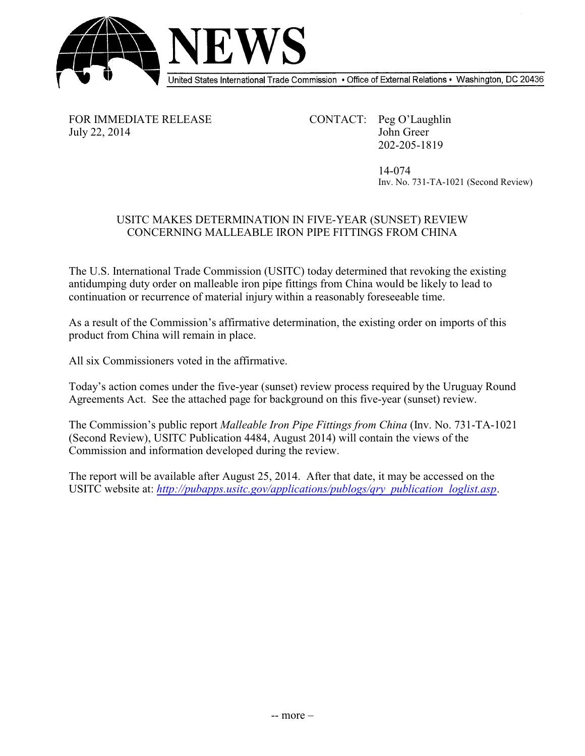# NEWS

United States International Trade Commission • Office of External Relations • Washington, DC 20436

FOR IMMEDIATE RELEASE
July 22, 2014

CONTACT: Peg O'Laughlin
John Greer
202-205-1819

14-074
Inv. No. 731-TA-1021 (Second Review)

## USITC MAKES DETERMINATION IN FIVE-YEAR (SUNSET) REVIEW CONCERNING MALLEABLE IRON PIPE FITTINGS FROM CHINA

The U.S. International Trade Commission (USITC) today determined that revoking the existing antidumping duty order on malleable iron pipe fittings from China would be likely to lead to continuation or recurrence of material injury within a reasonably foreseeable time.

As a result of the Commission's affirmative determination, the existing order on imports of this product from China will remain in place.

All six Commissioners voted in the affirmative.

Today's action comes under the five-year (sunset) review process required by the Uruguay Round Agreements Act. See the attached page for background on this five-year (sunset) review.

The Commission's public report *Malleable Iron Pipe Fittings from China* (Inv. No. 731-TA-1021 (Second Review), USITC Publication 4484, August 2014) will contain the views of the Commission and information developed during the review.

The report will be available after August 25, 2014. After that date, it may be accessed on the USITC website at: *http://pubapps.usitc.gov/applications/publogs/qry_publication_loglist.asp*.

-- more –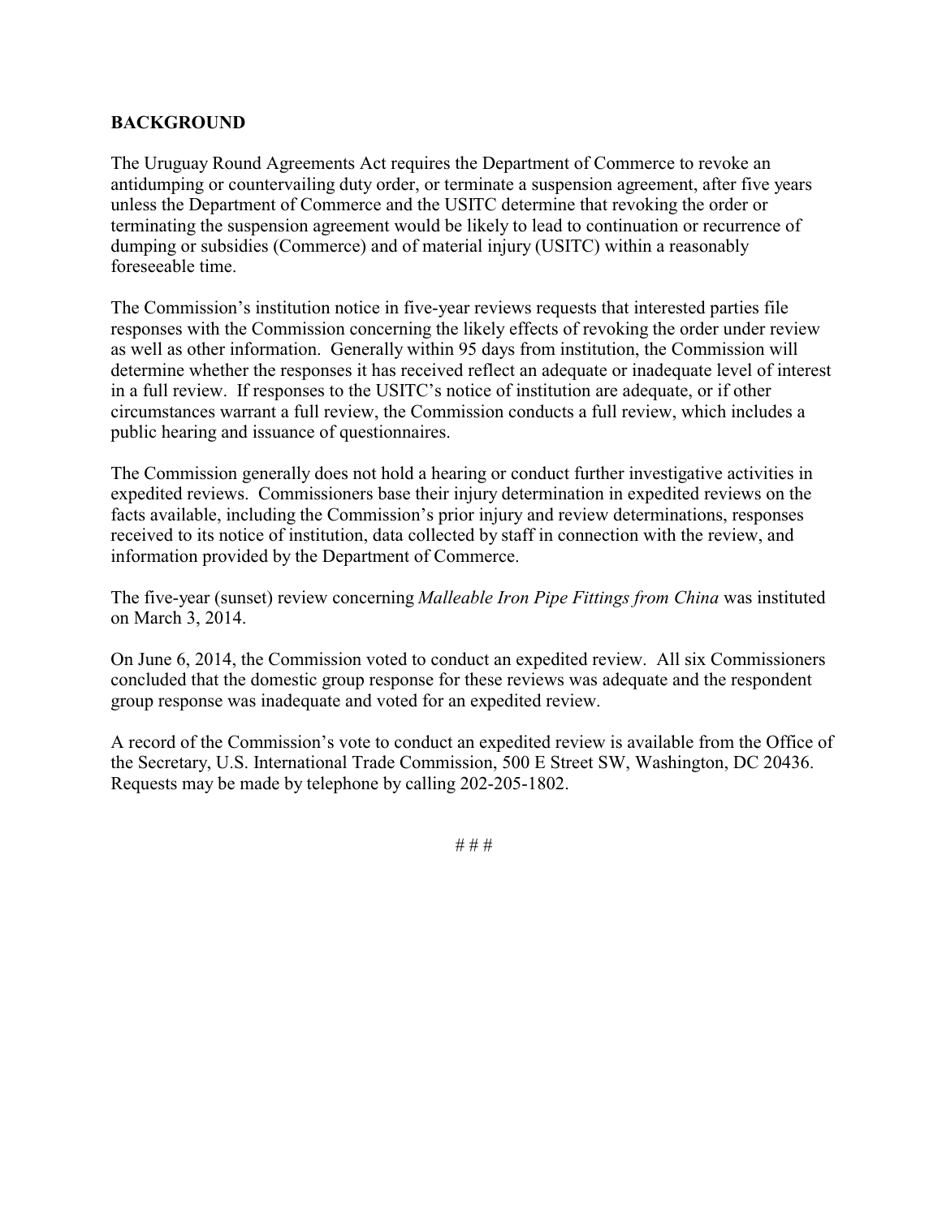## BACKGROUND

The Uruguay Round Agreements Act requires the Department of Commerce to revoke an antidumping or countervailing duty order, or terminate a suspension agreement, after five years unless the Department of Commerce and the USITC determine that revoking the order or terminating the suspension agreement would be likely to lead to continuation or recurrence of dumping or subsidies (Commerce) and of material injury (USITC) within a reasonably foreseeable time.

The Commission's institution notice in five-year reviews requests that interested parties file responses with the Commission concerning the likely effects of revoking the order under review as well as other information. Generally within 95 days from institution, the Commission will determine whether the responses it has received reflect an adequate or inadequate level of interest in a full review. If responses to the USITC's notice of institution are adequate, or if other circumstances warrant a full review, the Commission conducts a full review, which includes a public hearing and issuance of questionnaires.

The Commission generally does not hold a hearing or conduct further investigative activities in expedited reviews. Commissioners base their injury determination in expedited reviews on the facts available, including the Commission's prior injury and review determinations, responses received to its notice of institution, data collected by staff in connection with the review, and information provided by the Department of Commerce.

The five-year (sunset) review concerning *Malleable Iron Pipe Fittings from China* was instituted on March 3, 2014.

On June 6, 2014, the Commission voted to conduct an expedited review. All six Commissioners concluded that the domestic group response for these reviews was adequate and the respondent group response was inadequate and voted for an expedited review.

A record of the Commission's vote to conduct an expedited review is available from the Office of the Secretary, U.S. International Trade Commission, 500 E Street SW, Washington, DC 20436. Requests may be made by telephone by calling 202-205-1802.

# # #